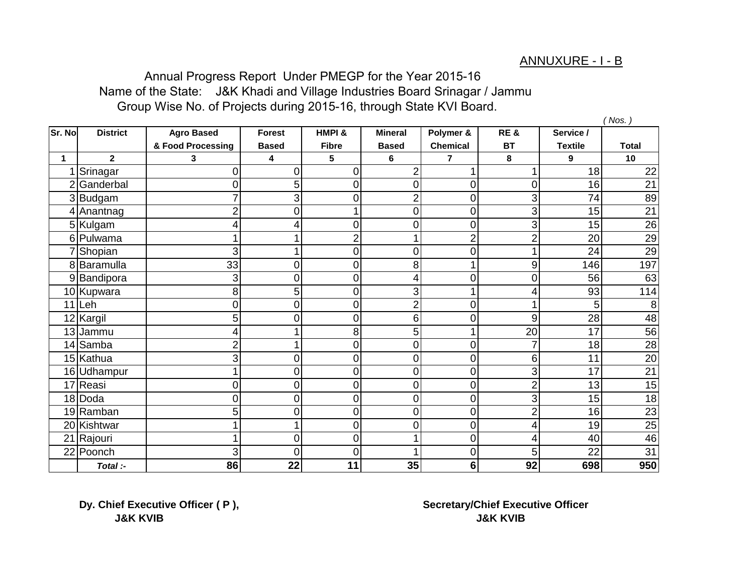ANNUXURE - I - B

Annual Progress Report Under PMEGP for the Year 2015-16

Name of the State: J&K Khadi and Village Industries Board Srinagar / Jammu

Group Wise No. of Projects during 2015-16, through State KVI Board.

( Nos. )

| Sr. No | District | Agro Based & Food Processing | Forest Based | HMPI & Fibre | Mineral Based | Polymer & Chemical | RE & BT | Service / Textile | Total |
|---|---|---|---|---|---|---|---|---|---|
| 1 | 2 | 3 | 4 | 5 | 6 | 7 | 8 | 9 | 10 |
| 1 | Srinagar | 0 | 0 | 0 | 2 | 1 | 1 | 18 | 22 |
| 2 | Ganderbal | 0 | 5 | 0 | 0 | 0 | 0 | 16 | 21 |
| 3 | Budgam | 7 | 3 | 0 | 2 | 0 | 3 | 74 | 89 |
| 4 | Anantnag | 2 | 0 | 1 | 0 | 0 | 3 | 15 | 21 |
| 5 | Kulgam | 4 | 4 | 0 | 0 | 0 | 3 | 15 | 26 |
| 6 | Pulwama | 1 | 1 | 2 | 1 | 2 | 2 | 20 | 29 |
| 7 | Shopian | 3 | 1 | 0 | 0 | 0 | 1 | 24 | 29 |
| 8 | Baramulla | 33 | 0 | 0 | 8 | 1 | 9 | 146 | 197 |
| 9 | Bandipora | 3 | 0 | 0 | 4 | 0 | 0 | 56 | 63 |
| 10 | Kupwara | 8 | 5 | 0 | 3 | 1 | 4 | 93 | 114 |
| 11 | Leh | 0 | 0 | 0 | 2 | 0 | 1 | 5 | 8 |
| 12 | Kargil | 5 | 0 | 0 | 6 | 0 | 9 | 28 | 48 |
| 13 | Jammu | 4 | 1 | 8 | 5 | 1 | 20 | 17 | 56 |
| 14 | Samba | 2 | 1 | 0 | 0 | 0 | 7 | 18 | 28 |
| 15 | Kathua | 3 | 0 | 0 | 0 | 0 | 6 | 11 | 20 |
| 16 | Udhampur | 1 | 0 | 0 | 0 | 0 | 3 | 17 | 21 |
| 17 | Reasi | 0 | 0 | 0 | 0 | 0 | 2 | 13 | 15 |
| 18 | Doda | 0 | 0 | 0 | 0 | 0 | 3 | 15 | 18 |
| 19 | Ramban | 5 | 0 | 0 | 0 | 0 | 2 | 16 | 23 |
| 20 | Kishtwar | 1 | 1 | 0 | 0 | 0 | 4 | 19 | 25 |
| 21 | Rajouri | 1 | 0 | 0 | 1 | 0 | 4 | 40 | 46 |
| 22 | Poonch | 3 | 0 | 0 | 1 | 0 | 5 | 22 | 31 |
| | ***Total :-*** | **86** | **22** | **11** | **35** | **6** | **92** | **698** | **950** |

**Dy. Chief Executive Officer ( P ),**
**J&K KVIB**

**Secretary/Chief Executive Officer**
**J&K KVIB**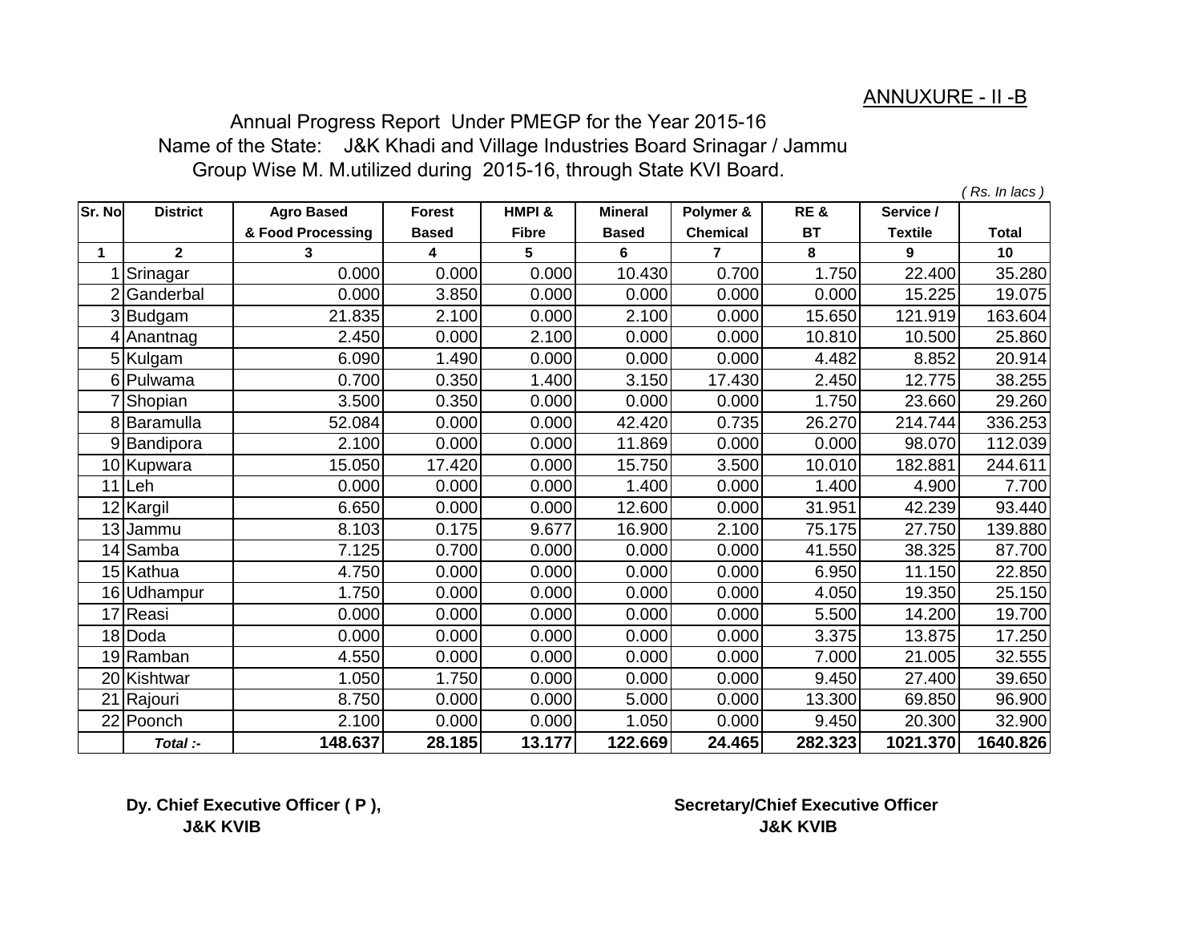ANNUXURE - II -B

Annual Progress Report Under PMEGP for the Year 2015-16

Name of the State: J&K Khadi and Village Industries Board Srinagar / Jammu

Group Wise M. M.utilized during 2015-16, through State KVI Board.

*( Rs. In lacs )*

| Sr. No | District | Agro Based & Food Processing | Forest Based | HMPI & Fibre | Mineral Based | Polymer & Chemical | RE & BT | Service / Textile | Total |
|---|---|---|---|---|---|---|---|---|---|
| 1 | 2 | 3 | 4 | 5 | 6 | 7 | 8 | 9 | 10 |
| 1 | Srinagar | 0.000 | 0.000 | 0.000 | 10.430 | 0.700 | 1.750 | 22.400 | 35.280 |
| 2 | Ganderbal | 0.000 | 3.850 | 0.000 | 0.000 | 0.000 | 0.000 | 15.225 | 19.075 |
| 3 | Budgam | 21.835 | 2.100 | 0.000 | 2.100 | 0.000 | 15.650 | 121.919 | 163.604 |
| 4 | Anantnag | 2.450 | 0.000 | 2.100 | 0.000 | 0.000 | 10.810 | 10.500 | 25.860 |
| 5 | Kulgam | 6.090 | 1.490 | 0.000 | 0.000 | 0.000 | 4.482 | 8.852 | 20.914 |
| 6 | Pulwama | 0.700 | 0.350 | 1.400 | 3.150 | 17.430 | 2.450 | 12.775 | 38.255 |
| 7 | Shopian | 3.500 | 0.350 | 0.000 | 0.000 | 0.000 | 1.750 | 23.660 | 29.260 |
| 8 | Baramulla | 52.084 | 0.000 | 0.000 | 42.420 | 0.735 | 26.270 | 214.744 | 336.253 |
| 9 | Bandipora | 2.100 | 0.000 | 0.000 | 11.869 | 0.000 | 0.000 | 98.070 | 112.039 |
| 10 | Kupwara | 15.050 | 17.420 | 0.000 | 15.750 | 3.500 | 10.010 | 182.881 | 244.611 |
| 11 | Leh | 0.000 | 0.000 | 0.000 | 1.400 | 0.000 | 1.400 | 4.900 | 7.700 |
| 12 | Kargil | 6.650 | 0.000 | 0.000 | 12.600 | 0.000 | 31.951 | 42.239 | 93.440 |
| 13 | Jammu | 8.103 | 0.175 | 9.677 | 16.900 | 2.100 | 75.175 | 27.750 | 139.880 |
| 14 | Samba | 7.125 | 0.700 | 0.000 | 0.000 | 0.000 | 41.550 | 38.325 | 87.700 |
| 15 | Kathua | 4.750 | 0.000 | 0.000 | 0.000 | 0.000 | 6.950 | 11.150 | 22.850 |
| 16 | Udhampur | 1.750 | 0.000 | 0.000 | 0.000 | 0.000 | 4.050 | 19.350 | 25.150 |
| 17 | Reasi | 0.000 | 0.000 | 0.000 | 0.000 | 0.000 | 5.500 | 14.200 | 19.700 |
| 18 | Doda | 0.000 | 0.000 | 0.000 | 0.000 | 0.000 | 3.375 | 13.875 | 17.250 |
| 19 | Ramban | 4.550 | 0.000 | 0.000 | 0.000 | 0.000 | 7.000 | 21.005 | 32.555 |
| 20 | Kishtwar | 1.050 | 1.750 | 0.000 | 0.000 | 0.000 | 9.450 | 27.400 | 39.650 |
| 21 | Rajouri | 8.750 | 0.000 | 0.000 | 5.000 | 0.000 | 13.300 | 69.850 | 96.900 |
| 22 | Poonch | 2.100 | 0.000 | 0.000 | 1.050 | 0.000 | 9.450 | 20.300 | 32.900 |
| | ***Total :-*** | **148.637** | **28.185** | **13.177** | **122.669** | **24.465** | **282.323** | **1021.370** | **1640.826** |

**Dy. Chief Executive Officer ( P ),**
**J&K KVIB**

**Secretary/Chief Executive Officer**
**J&K KVIB**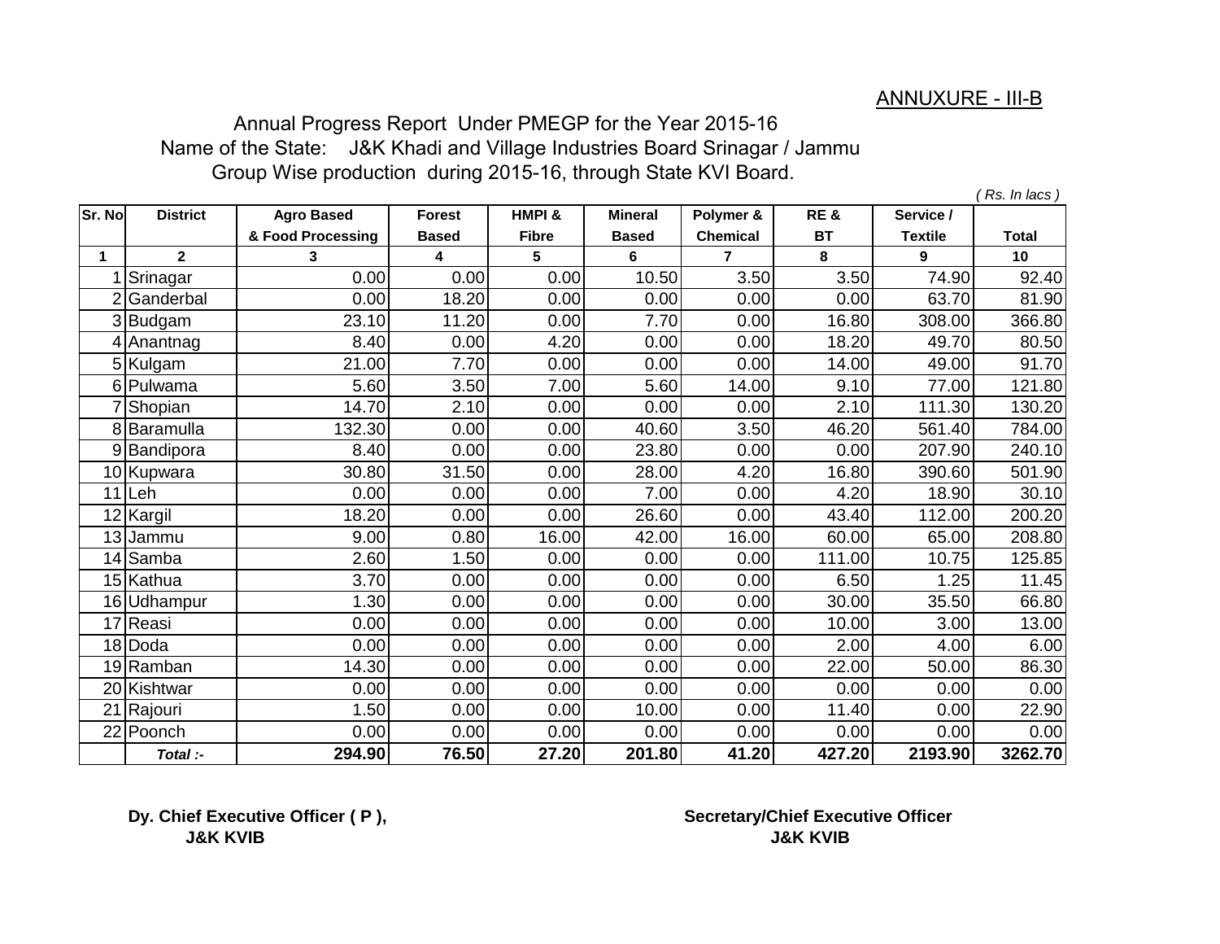ANNUXURE - III-B

Annual Progress Report Under PMEGP for the Year 2015-16

Name of the State: J&K Khadi and Village Industries Board Srinagar / Jammu

Group Wise production during 2015-16, through State KVI Board.

*( Rs. In lacs )*

| Sr. No | District | Agro Based & Food Processing | Forest Based | HMPI & Fibre | Mineral Based | Polymer & Chemical | RE & BT | Service / Textile | Total |
|---|---|---|---|---|---|---|---|---|---|
| 1 | 2 | 3 | 4 | 5 | 6 | 7 | 8 | 9 | 10 |
| 1 | Srinagar | 0.00 | 0.00 | 0.00 | 10.50 | 3.50 | 3.50 | 74.90 | 92.40 |
| 2 | Ganderbal | 0.00 | 18.20 | 0.00 | 0.00 | 0.00 | 0.00 | 63.70 | 81.90 |
| 3 | Budgam | 23.10 | 11.20 | 0.00 | 7.70 | 0.00 | 16.80 | 308.00 | 366.80 |
| 4 | Anantnag | 8.40 | 0.00 | 4.20 | 0.00 | 0.00 | 18.20 | 49.70 | 80.50 |
| 5 | Kulgam | 21.00 | 7.70 | 0.00 | 0.00 | 0.00 | 14.00 | 49.00 | 91.70 |
| 6 | Pulwama | 5.60 | 3.50 | 7.00 | 5.60 | 14.00 | 9.10 | 77.00 | 121.80 |
| 7 | Shopian | 14.70 | 2.10 | 0.00 | 0.00 | 0.00 | 2.10 | 111.30 | 130.20 |
| 8 | Baramulla | 132.30 | 0.00 | 0.00 | 40.60 | 3.50 | 46.20 | 561.40 | 784.00 |
| 9 | Bandipora | 8.40 | 0.00 | 0.00 | 23.80 | 0.00 | 0.00 | 207.90 | 240.10 |
| 10 | Kupwara | 30.80 | 31.50 | 0.00 | 28.00 | 4.20 | 16.80 | 390.60 | 501.90 |
| 11 | Leh | 0.00 | 0.00 | 0.00 | 7.00 | 0.00 | 4.20 | 18.90 | 30.10 |
| 12 | Kargil | 18.20 | 0.00 | 0.00 | 26.60 | 0.00 | 43.40 | 112.00 | 200.20 |
| 13 | Jammu | 9.00 | 0.80 | 16.00 | 42.00 | 16.00 | 60.00 | 65.00 | 208.80 |
| 14 | Samba | 2.60 | 1.50 | 0.00 | 0.00 | 0.00 | 111.00 | 10.75 | 125.85 |
| 15 | Kathua | 3.70 | 0.00 | 0.00 | 0.00 | 0.00 | 6.50 | 1.25 | 11.45 |
| 16 | Udhampur | 1.30 | 0.00 | 0.00 | 0.00 | 0.00 | 30.00 | 35.50 | 66.80 |
| 17 | Reasi | 0.00 | 0.00 | 0.00 | 0.00 | 0.00 | 10.00 | 3.00 | 13.00 |
| 18 | Doda | 0.00 | 0.00 | 0.00 | 0.00 | 0.00 | 2.00 | 4.00 | 6.00 |
| 19 | Ramban | 14.30 | 0.00 | 0.00 | 0.00 | 0.00 | 22.00 | 50.00 | 86.30 |
| 20 | Kishtwar | 0.00 | 0.00 | 0.00 | 0.00 | 0.00 | 0.00 | 0.00 | 0.00 |
| 21 | Rajouri | 1.50 | 0.00 | 0.00 | 10.00 | 0.00 | 11.40 | 0.00 | 22.90 |
| 22 | Poonch | 0.00 | 0.00 | 0.00 | 0.00 | 0.00 | 0.00 | 0.00 | 0.00 |
| | ***Total :-*** | **294.90** | **76.50** | **27.20** | **201.80** | **41.20** | **427.20** | **2193.90** | **3262.70** |

**Dy. Chief Executive Officer ( P ),**
**J&K KVIB**

**Secretary/Chief Executive Officer**
**J&K KVIB**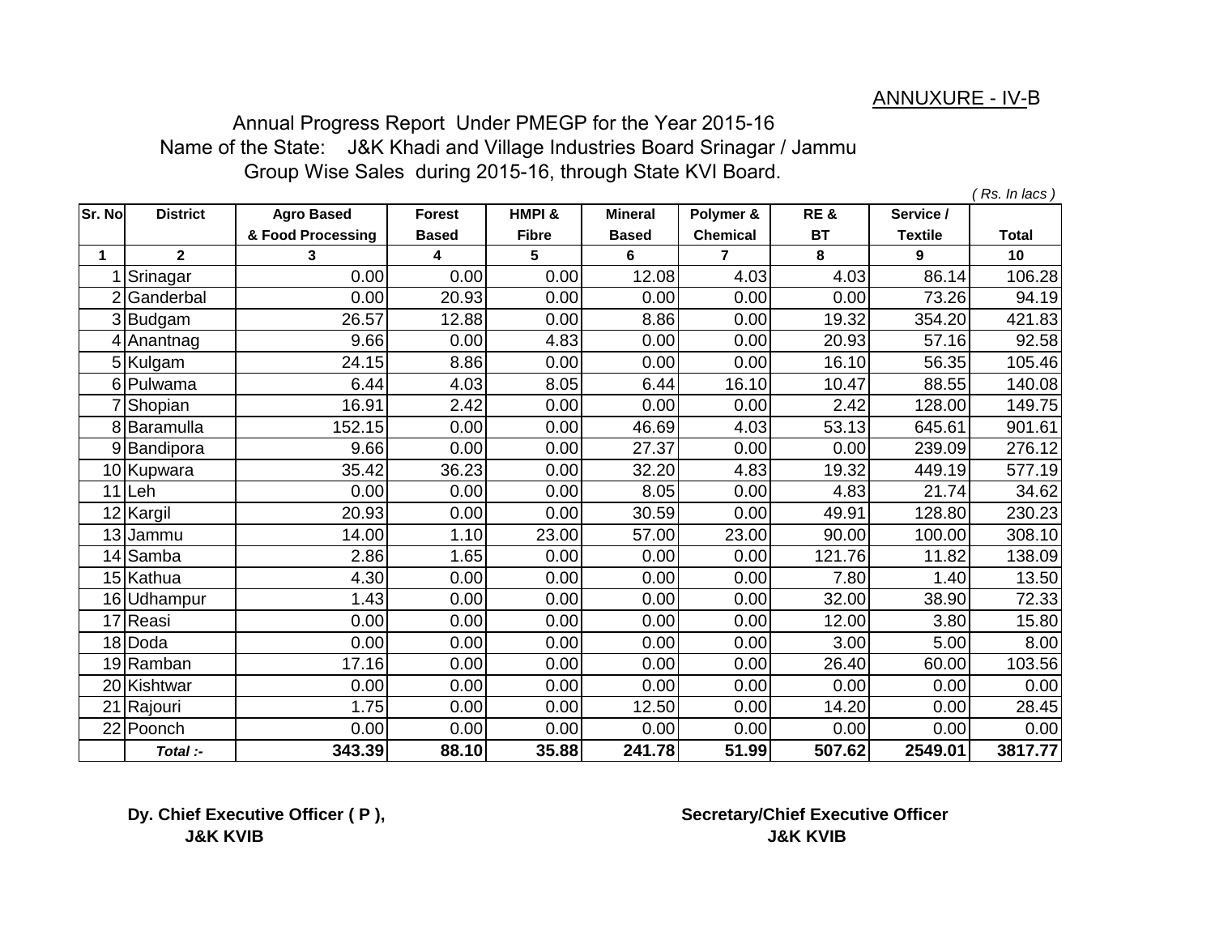ANNUXURE - IV-B

Annual Progress Report Under PMEGP for the Year 2015-16

Name of the State: J&K Khadi and Village Industries Board Srinagar / Jammu

Group Wise Sales during 2015-16, through State KVI Board.

*( Rs. In lacs )*

| Sr. No | District | Agro Based & Food Processing | Forest Based | HMPI & Fibre | Mineral Based | Polymer & Chemical | RE & BT | Service / Textile | Total |
|---|---|---|---|---|---|---|---|---|---|
| 1 | 2 | 3 | 4 | 5 | 6 | 7 | 8 | 9 | 10 |
| 1 | Srinagar | 0.00 | 0.00 | 0.00 | 12.08 | 4.03 | 4.03 | 86.14 | 106.28 |
| 2 | Ganderbal | 0.00 | 20.93 | 0.00 | 0.00 | 0.00 | 0.00 | 73.26 | 94.19 |
| 3 | Budgam | 26.57 | 12.88 | 0.00 | 8.86 | 0.00 | 19.32 | 354.20 | 421.83 |
| 4 | Anantnag | 9.66 | 0.00 | 4.83 | 0.00 | 0.00 | 20.93 | 57.16 | 92.58 |
| 5 | Kulgam | 24.15 | 8.86 | 0.00 | 0.00 | 0.00 | 16.10 | 56.35 | 105.46 |
| 6 | Pulwama | 6.44 | 4.03 | 8.05 | 6.44 | 16.10 | 10.47 | 88.55 | 140.08 |
| 7 | Shopian | 16.91 | 2.42 | 0.00 | 0.00 | 0.00 | 2.42 | 128.00 | 149.75 |
| 8 | Baramulla | 152.15 | 0.00 | 0.00 | 46.69 | 4.03 | 53.13 | 645.61 | 901.61 |
| 9 | Bandipora | 9.66 | 0.00 | 0.00 | 27.37 | 0.00 | 0.00 | 239.09 | 276.12 |
| 10 | Kupwara | 35.42 | 36.23 | 0.00 | 32.20 | 4.83 | 19.32 | 449.19 | 577.19 |
| 11 | Leh | 0.00 | 0.00 | 0.00 | 8.05 | 0.00 | 4.83 | 21.74 | 34.62 |
| 12 | Kargil | 20.93 | 0.00 | 0.00 | 30.59 | 0.00 | 49.91 | 128.80 | 230.23 |
| 13 | Jammu | 14.00 | 1.10 | 23.00 | 57.00 | 23.00 | 90.00 | 100.00 | 308.10 |
| 14 | Samba | 2.86 | 1.65 | 0.00 | 0.00 | 0.00 | 121.76 | 11.82 | 138.09 |
| 15 | Kathua | 4.30 | 0.00 | 0.00 | 0.00 | 0.00 | 7.80 | 1.40 | 13.50 |
| 16 | Udhampur | 1.43 | 0.00 | 0.00 | 0.00 | 0.00 | 32.00 | 38.90 | 72.33 |
| 17 | Reasi | 0.00 | 0.00 | 0.00 | 0.00 | 0.00 | 12.00 | 3.80 | 15.80 |
| 18 | Doda | 0.00 | 0.00 | 0.00 | 0.00 | 0.00 | 3.00 | 5.00 | 8.00 |
| 19 | Ramban | 17.16 | 0.00 | 0.00 | 0.00 | 0.00 | 26.40 | 60.00 | 103.56 |
| 20 | Kishtwar | 0.00 | 0.00 | 0.00 | 0.00 | 0.00 | 0.00 | 0.00 | 0.00 |
| 21 | Rajouri | 1.75 | 0.00 | 0.00 | 12.50 | 0.00 | 14.20 | 0.00 | 28.45 |
| 22 | Poonch | 0.00 | 0.00 | 0.00 | 0.00 | 0.00 | 0.00 | 0.00 | 0.00 |
| | ***Total :-*** | **343.39** | **88.10** | **35.88** | **241.78** | **51.99** | **507.62** | **2549.01** | **3817.77** |

**Dy. Chief Executive Officer ( P ),**
**J&K KVIB**

**Secretary/Chief Executive Officer**
**J&K KVIB**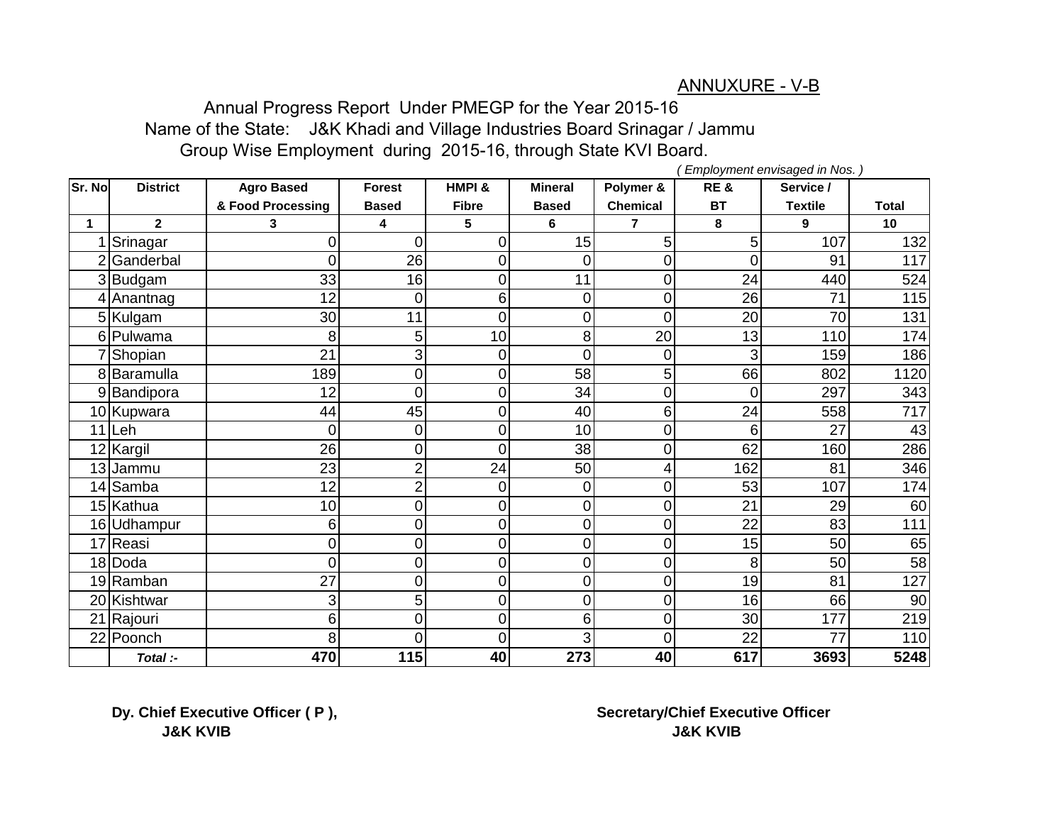ANNUXURE - V-B

Annual Progress Report Under PMEGP for the Year 2015-16

Name of the State: J&K Khadi and Village Industries Board Srinagar / Jammu

Group Wise Employment during 2015-16, through State KVI Board.

*( Employment envisaged in Nos. )*

| Sr. No | District | Agro Based & Food Processing | Forest Based | HMPI & Fibre | Mineral Based | Polymer & Chemical | RE & BT | Service / Textile | Total |
|---|---|---|---|---|---|---|---|---|---|
| 1 | 2 | 3 | 4 | 5 | 6 | 7 | 8 | 9 | 10 |
| 1 | Srinagar | 0 | 0 | 0 | 15 | 5 | 5 | 107 | 132 |
| 2 | Ganderbal | 0 | 26 | 0 | 0 | 0 | 0 | 91 | 117 |
| 3 | Budgam | 33 | 16 | 0 | 11 | 0 | 24 | 440 | 524 |
| 4 | Anantnag | 12 | 0 | 6 | 0 | 0 | 26 | 71 | 115 |
| 5 | Kulgam | 30 | 11 | 0 | 0 | 0 | 20 | 70 | 131 |
| 6 | Pulwama | 8 | 5 | 10 | 8 | 20 | 13 | 110 | 174 |
| 7 | Shopian | 21 | 3 | 0 | 0 | 0 | 3 | 159 | 186 |
| 8 | Baramulla | 189 | 0 | 0 | 58 | 5 | 66 | 802 | 1120 |
| 9 | Bandipora | 12 | 0 | 0 | 34 | 0 | 0 | 297 | 343 |
| 10 | Kupwara | 44 | 45 | 0 | 40 | 6 | 24 | 558 | 717 |
| 11 | Leh | 0 | 0 | 0 | 10 | 0 | 6 | 27 | 43 |
| 12 | Kargil | 26 | 0 | 0 | 38 | 0 | 62 | 160 | 286 |
| 13 | Jammu | 23 | 2 | 24 | 50 | 4 | 162 | 81 | 346 |
| 14 | Samba | 12 | 2 | 0 | 0 | 0 | 53 | 107 | 174 |
| 15 | Kathua | 10 | 0 | 0 | 0 | 0 | 21 | 29 | 60 |
| 16 | Udhampur | 6 | 0 | 0 | 0 | 0 | 22 | 83 | 111 |
| 17 | Reasi | 0 | 0 | 0 | 0 | 0 | 15 | 50 | 65 |
| 18 | Doda | 0 | 0 | 0 | 0 | 0 | 8 | 50 | 58 |
| 19 | Ramban | 27 | 0 | 0 | 0 | 0 | 19 | 81 | 127 |
| 20 | Kishtwar | 3 | 5 | 0 | 0 | 0 | 16 | 66 | 90 |
| 21 | Rajouri | 6 | 0 | 0 | 6 | 0 | 30 | 177 | 219 |
| 22 | Poonch | 8 | 0 | 0 | 3 | 0 | 22 | 77 | 110 |
| | ***Total :-*** | **470** | **115** | **40** | **273** | **40** | **617** | **3693** | **5248** |

**Dy. Chief Executive Officer ( P ),**
**J&K KVIB**

**Secretary/Chief Executive Officer**
**J&K KVIB**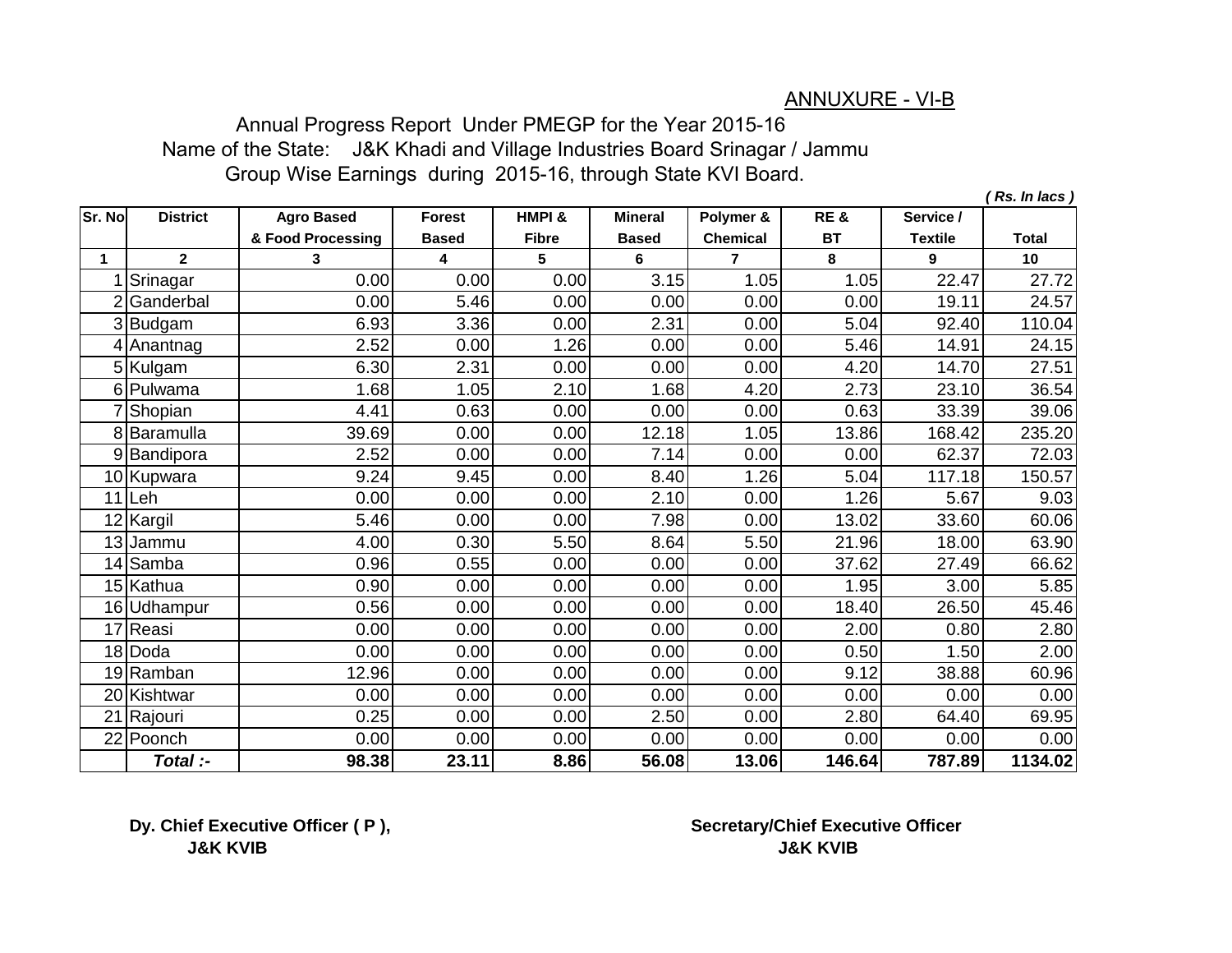ANNUXURE - VI-B

Annual Progress Report Under PMEGP for the Year 2015-16

Name of the State: J&K Khadi and Village Industries Board Srinagar / Jammu

Group Wise Earnings during 2015-16, through State KVI Board.

*( Rs. In lacs )*

| Sr. No | District | Agro Based & Food Processing | Forest Based | HMPI & Fibre | Mineral Based | Polymer & Chemical | RE & BT | Service / Textile | Total |
|---|---|---|---|---|---|---|---|---|---|
| 1 | 2 | 3 | 4 | 5 | 6 | 7 | 8 | 9 | 10 |
| 1 | Srinagar | 0.00 | 0.00 | 0.00 | 3.15 | 1.05 | 1.05 | 22.47 | 27.72 |
| 2 | Ganderbal | 0.00 | 5.46 | 0.00 | 0.00 | 0.00 | 0.00 | 19.11 | 24.57 |
| 3 | Budgam | 6.93 | 3.36 | 0.00 | 2.31 | 0.00 | 5.04 | 92.40 | 110.04 |
| 4 | Anantnag | 2.52 | 0.00 | 1.26 | 0.00 | 0.00 | 5.46 | 14.91 | 24.15 |
| 5 | Kulgam | 6.30 | 2.31 | 0.00 | 0.00 | 0.00 | 4.20 | 14.70 | 27.51 |
| 6 | Pulwama | 1.68 | 1.05 | 2.10 | 1.68 | 4.20 | 2.73 | 23.10 | 36.54 |
| 7 | Shopian | 4.41 | 0.63 | 0.00 | 0.00 | 0.00 | 0.63 | 33.39 | 39.06 |
| 8 | Baramulla | 39.69 | 0.00 | 0.00 | 12.18 | 1.05 | 13.86 | 168.42 | 235.20 |
| 9 | Bandipora | 2.52 | 0.00 | 0.00 | 7.14 | 0.00 | 0.00 | 62.37 | 72.03 |
| 10 | Kupwara | 9.24 | 9.45 | 0.00 | 8.40 | 1.26 | 5.04 | 117.18 | 150.57 |
| 11 | Leh | 0.00 | 0.00 | 0.00 | 2.10 | 0.00 | 1.26 | 5.67 | 9.03 |
| 12 | Kargil | 5.46 | 0.00 | 0.00 | 7.98 | 0.00 | 13.02 | 33.60 | 60.06 |
| 13 | Jammu | 4.00 | 0.30 | 5.50 | 8.64 | 5.50 | 21.96 | 18.00 | 63.90 |
| 14 | Samba | 0.96 | 0.55 | 0.00 | 0.00 | 0.00 | 37.62 | 27.49 | 66.62 |
| 15 | Kathua | 0.90 | 0.00 | 0.00 | 0.00 | 0.00 | 1.95 | 3.00 | 5.85 |
| 16 | Udhampur | 0.56 | 0.00 | 0.00 | 0.00 | 0.00 | 18.40 | 26.50 | 45.46 |
| 17 | Reasi | 0.00 | 0.00 | 0.00 | 0.00 | 0.00 | 2.00 | 0.80 | 2.80 |
| 18 | Doda | 0.00 | 0.00 | 0.00 | 0.00 | 0.00 | 0.50 | 1.50 | 2.00 |
| 19 | Ramban | 12.96 | 0.00 | 0.00 | 0.00 | 0.00 | 9.12 | 38.88 | 60.96 |
| 20 | Kishtwar | 0.00 | 0.00 | 0.00 | 0.00 | 0.00 | 0.00 | 0.00 | 0.00 |
| 21 | Rajouri | 0.25 | 0.00 | 0.00 | 2.50 | 0.00 | 2.80 | 64.40 | 69.95 |
| 22 | Poonch | 0.00 | 0.00 | 0.00 | 0.00 | 0.00 | 0.00 | 0.00 | 0.00 |
| | ***Total :-*** | **98.38** | **23.11** | **8.86** | **56.08** | **13.06** | **146.64** | **787.89** | **1134.02** |

**Dy. Chief Executive Officer ( P ),**
**J&K KVIB**

**Secretary/Chief Executive Officer**
**J&K KVIB**